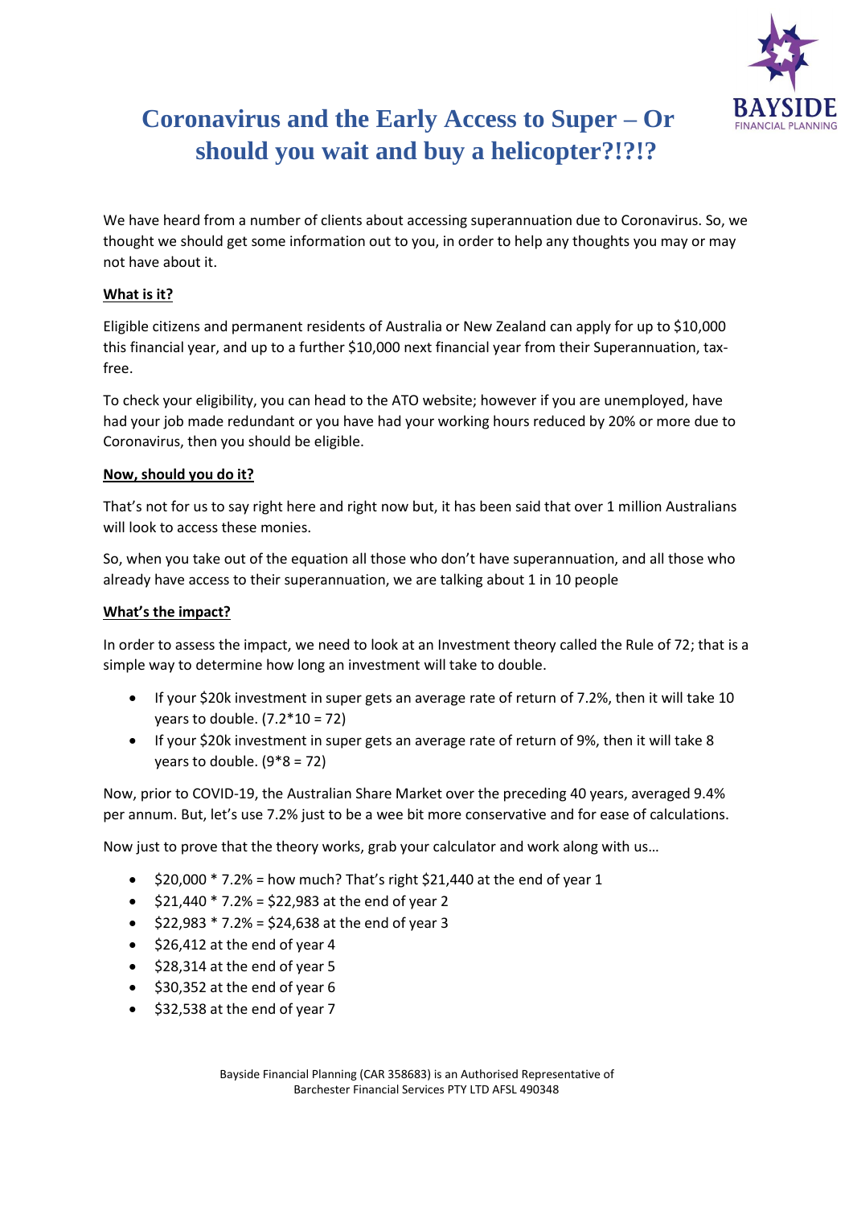# Coronavirus and the Early Access to Super – Or should you wait and buy a helicopter?!?!?

We have heard from a number of clients about accessing superannuation due to Coronavirus. So, we thought we should get some information out to you, in order to help any thoughts you may or may not have about it.

**What is it?**

Eligible citizens and permanent residents of Australia or New Zealand can apply for up to $10,000 this financial year, and up to a further $10,000 next financial year from their Superannuation, tax-free.

To check your eligibility, you can head to the ATO website; however if you are unemployed, have had your job made redundant or you have had your working hours reduced by 20% or more due to Coronavirus, then you should be eligible.

**Now, should you do it?**

That's not for us to say right here and right now but, it has been said that over 1 million Australians will look to access these monies.

So, when you take out of the equation all those who don't have superannuation, and all those who already have access to their superannuation, we are talking about 1 in 10 people

**What's the impact?**

In order to assess the impact, we need to look at an Investment theory called the Rule of 72; that is a simple way to determine how long an investment will take to double.

- If your $20k investment in super gets an average rate of return of 7.2%, then it will take 10 years to double. (7.2*10 = 72)
- If your $20k investment in super gets an average rate of return of 9%, then it will take 8 years to double. (9*8 = 72)

Now, prior to COVID-19, the Australian Share Market over the preceding 40 years, averaged 9.4% per annum. But, let's use 7.2% just to be a wee bit more conservative and for ease of calculations.

Now just to prove that the theory works, grab your calculator and work along with us…

- $20,000 * 7.2% = how much? That's right $21,440 at the end of year 1
- $21,440 * 7.2% = $22,983 at the end of year 2
- $22,983 * 7.2% = $24,638 at the end of year 3
- $26,412 at the end of year 4
- $28,314 at the end of year 5
- $30,352 at the end of year 6
- $32,538 at the end of year 7

Bayside Financial Planning (CAR 358683) is an Authorised Representative of Barchester Financial Services PTY LTD AFSL 490348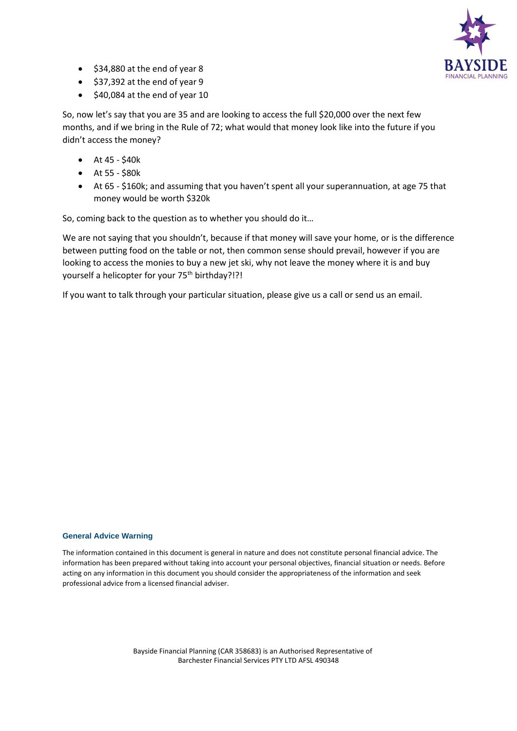- $34,880 at the end of year 8
- $37,392 at the end of year 9
- $40,084 at the end of year 10

So, now let's say that you are 35 and are looking to access the full $20,000 over the next few months, and if we bring in the Rule of 72; what would that money look like into the future if you didn't access the money?

- At 45 - $40k
- At 55 - $80k
- At 65 - $160k; and assuming that you haven't spent all your superannuation, at age 75 that money would be worth $320k

So, coming back to the question as to whether you should do it…

We are not saying that you shouldn't, because if that money will save your home, or is the difference between putting food on the table or not, then common sense should prevail, however if you are looking to access the monies to buy a new jet ski, why not leave the money where it is and buy yourself a helicopter for your 75th birthday?!?!

If you want to talk through your particular situation, please give us a call or send us an email.

**General Advice Warning**

The information contained in this document is general in nature and does not constitute personal financial advice. The information has been prepared without taking into account your personal objectives, financial situation or needs. Before acting on any information in this document you should consider the appropriateness of the information and seek professional advice from a licensed financial adviser.

Bayside Financial Planning (CAR 358683) is an Authorised Representative of Barchester Financial Services PTY LTD AFSL 490348